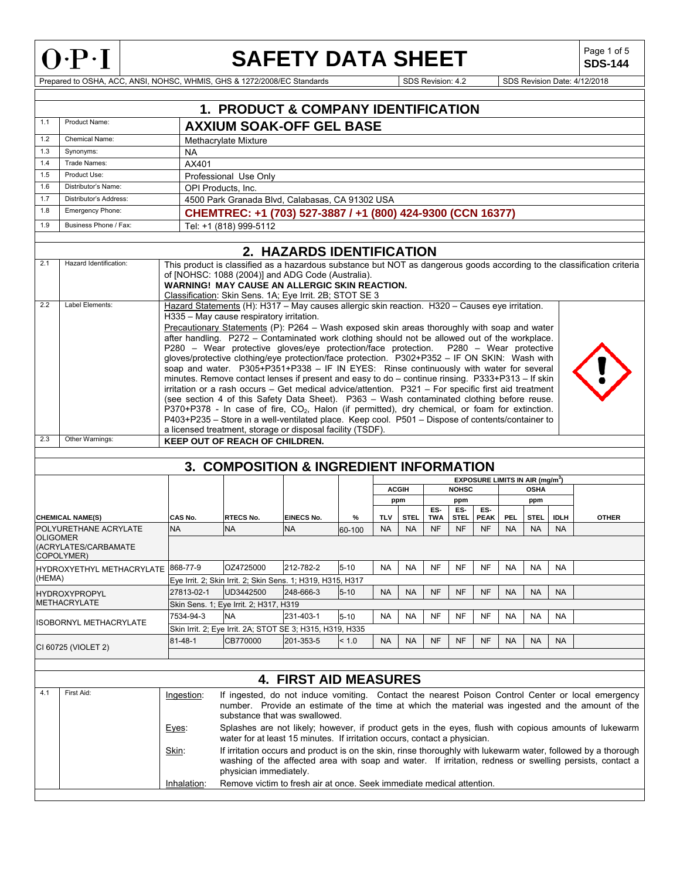# SAFETY DATA SHEET

**SDS-144**

Prepared to OSHA, ACC, ANSI, NOHSC, WHMIS, GHS & 1272/2008/EC Standards | SDS Revision: 4.2 | SDS Revision Date: 4/12/2018

## 1. PRODUCT & COMPANY IDENTIFICATION

| | | |
|---|---|---|
| 1.1 | Product Name: | **AXXIUM SOAK-OFF GEL BASE** |
| 1.2 | Chemical Name: | Methacrylate Mixture |
| 1.3 | Synonyms: | NA |
| 1.4 | Trade Names: | AX401 |
| 1.5 | Product Use: | Professional Use Only |
| 1.6 | Distributor's Name: | OPI Products, Inc. |
| 1.7 | Distributor's Address: | 4500 Park Granada Blvd, Calabasas, CA 91302 USA |
| 1.8 | Emergency Phone: | **CHEMTREC: +1 (703) 527-3887 / +1 (800) 424-9300 (CCN 16377)** |
| 1.9 | Business Phone / Fax: | Tel: +1 (818) 999-5112 |

## 2. HAZARDS IDENTIFICATION

| | | |
|---|---|---|
| 2.1 | Hazard Identification: | This product is classified as a hazardous substance but NOT as dangerous goods according to the classification criteria of [NOHSC: 1088 (2004)] and ADG Code (Australia). **WARNING! MAY CAUSE AN ALLERGIC SKIN REACTION.** Classification: Skin Sens. 1A; Eye Irrit. 2B; STOT SE 3 |
| 2.2 | Label Elements: | Hazard Statements (H): H317 – May causes allergic skin reaction. H320 – Causes eye irritation. H335 – May cause respiratory irritation. Precautionary Statements (P): P264 – Wash exposed skin areas thoroughly with soap and water after handling. P272 – Contaminated work clothing should not be allowed out of the workplace. P280 – Wear protective gloves/eye protection/face protection. P280 – Wear protective gloves/protective clothing/eye protection/face protection. P302+P352 – IF ON SKIN: Wash with soap and water. P305+P351+P338 – IF IN EYES: Rinse continuously with water for several minutes. Remove contact lenses if present and easy to do – continue rinsing. P333+P313 – If skin irritation or a rash occurs – Get medical advice/attention. P321 – For specific first aid treatment (see section 4 of this Safety Data Sheet). P363 – Wash contaminated clothing before reuse. P370+P378 - In case of fire, $CO_2$, Halon (if permitted), dry chemical, or foam for extinction. P403+P235 – Store in a well-ventilated place. Keep cool. P501 – Dispose of contents/container to a licensed treatment, storage or disposal facility (TSDF). |
| 2.3 | Other Warnings: | **KEEP OUT OF REACH OF CHILDREN.** |

## 3. COMPOSITION & INGREDIENT INFORMATION

| | | | | | EXPOSURE LIMITS IN AIR (mg/m$^3$) | | | | | | | | |
|---|---|---|---|---|---|---|---|---|---|---|---|---|---|
| | | | | | ACGIH | | NOHSC | | | OSHA | | | |
| | | | | | ppm | | ppm | | | ppm | | | |
| **CHEMICAL NAME(S)** | **CAS No.** | **RTECS No.** | **EINECS No.** | **%** | **TLV** | **STEL** | **ES-TWA** | **ES-STEL** | **ES-PEAK** | **PEL** | **STEL** | **IDLH** | **OTHER** |
| POLYURETHANE ACRYLATE OLIGOMER (ACRYLATES/CARBAMATE COPOLYMER) | NA | NA | NA | 60-100 | NA | NA | NF | NF | NF | NA | NA | NA | |
| HYDROXYETHYL METHACRYLATE (HEMA) | 868-77-9 | OZ4725000 | 212-782-2 | 5-10 | NA | NA | NF | NF | NF | NA | NA | NA | |
| | Eye Irrit. 2; Skin Irrit. 2; Skin Sens. 1; H319, H315, H317 | | | | | | | | | | | | |
| HYDROXYPROPYL METHACRYLATE | 27813-02-1 | UD3442500 | 248-666-3 | 5-10 | NA | NA | NF | NF | NF | NA | NA | NA | |
| | Skin Sens. 1; Eye Irrit. 2; H317, H319 | | | | | | | | | | | | |
| ISOBORNYL METHACRYLATE | 7534-94-3 | NA | 231-403-1 | 5-10 | NA | NA | NF | NF | NF | NA | NA | NA | |
| | Skin Irrit. 2; Eye Irrit. 2A; STOT SE 3; H315, H319, H335 | | | | | | | | | | | | |
| CI 60725 (VIOLET 2) | 81-48-1 | CB770000 | 201-353-5 | < 1.0 | NA | NA | NF | NF | NF | NA | NA | NA | |

## 4. FIRST AID MEASURES

| | | | |
|---|---|---|---|
| 4.1 | First Aid: | Ingestion: | If ingested, do not induce vomiting. Contact the nearest Poison Control Center or local emergency number. Provide an estimate of the time at which the material was ingested and the amount of the substance that was swallowed. |
| | | Eyes: | Splashes are not likely; however, if product gets in the eyes, flush with copious amounts of lukewarm water for at least 15 minutes. If irritation occurs, contact a physician. |
| | | Skin: | If irritation occurs and product is on the skin, rinse thoroughly with lukewarm water, followed by a thorough washing of the affected area with soap and water. If irritation, redness or swelling persists, contact a physician immediately. |
| | | Inhalation: | Remove victim to fresh air at once. Seek immediate medical attention. |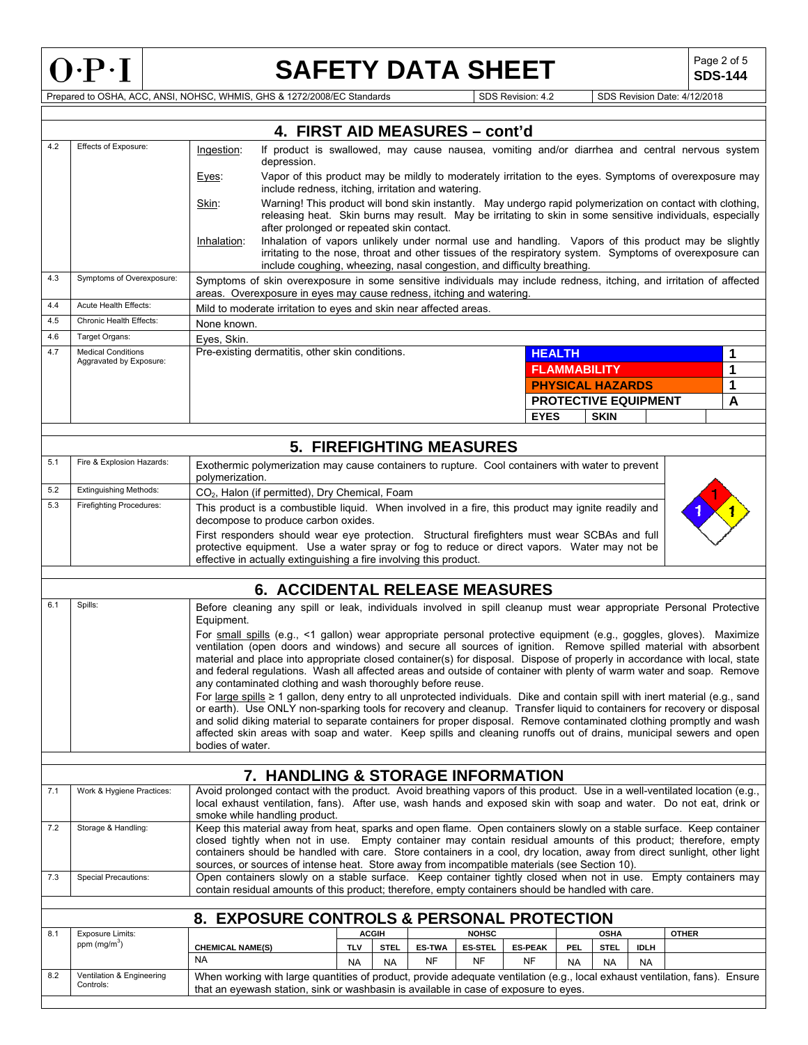# SAFETY DATA SHEET

Prepared to OSHA, ACC, ANSI, NOHSC, WHMIS, GHS & 1272/2008/EC Standards | SDS Revision: 4.2 | SDS Revision Date: 4/12/2018

## 4. FIRST AID MEASURES – cont'd

| | | |
|---|---|---|
| 4.2 | Effects of Exposure: | Ingestion: If product is swallowed, may cause nausea, vomiting and/or diarrhea and central nervous system depression.<br>Eyes: Vapor of this product may be mildly to moderately irritation to the eyes. Symptoms of overexposure may include redness, itching, irritation and watering.<br>Skin: Warning! This product will bond skin instantly. May undergo rapid polymerization on contact with clothing, releasing heat. Skin burns may result. May be irritating to skin in some sensitive individuals, especially after prolonged or repeated skin contact.<br>Inhalation: Inhalation of vapors unlikely under normal use and handling. Vapors of this product may be slightly irritating to the nose, throat and other tissues of the respiratory system. Symptoms of overexposure can include coughing, wheezing, nasal congestion, and difficulty breathing. |
| 4.3 | Symptoms of Overexposure: | Symptoms of skin overexposure in some sensitive individuals may include redness, itching, and irritation of affected areas. Overexposure in eyes may cause redness, itching and watering. |
| 4.4 | Acute Health Effects: | Mild to moderate irritation to eyes and skin near affected areas. |
| 4.5 | Chronic Health Effects: | None known. |
| 4.6 | Target Organs: | Eyes, Skin. |
| 4.7 | Medical Conditions Aggravated by Exposure: | Pre-existing dermatitis, other skin conditions. |

| | |
|---|---|
| HEALTH | 1 |
| FLAMMABILITY | 1 |
| PHYSICAL HAZARDS | 1 |
| PROTECTIVE EQUIPMENT | A |
| EYES | SKIN |

## 5. FIREFIGHTING MEASURES

| | | |
|---|---|---|
| 5.1 | Fire & Explosion Hazards: | Exothermic polymerization may cause containers to rupture. Cool containers with water to prevent polymerization. |
| 5.2 | Extinguishing Methods: | $CO_2$, Halon (if permitted), Dry Chemical, Foam |
| 5.3 | Firefighting Procedures: | This product is a combustible liquid. When involved in a fire, this product may ignite readily and decompose to produce carbon oxides.<br>First responders should wear eye protection. Structural firefighters must wear SCBAs and full protective equipment. Use a water spray or fog to reduce or direct vapors. Water may not be effective in actually extinguishing a fire involving this product. |

1
1
1

## 6. ACCIDENTAL RELEASE MEASURES

| | | |
|---|---|---|
| 6.1 | Spills: | Before cleaning any spill or leak, individuals involved in spill cleanup must wear appropriate Personal Protective Equipment.<br>For small spills (e.g., <1 gallon) wear appropriate personal protective equipment (e.g., goggles, gloves). Maximize ventilation (open doors and windows) and secure all sources of ignition. Remove spilled material with absorbent material and place into appropriate closed container(s) for disposal. Dispose of properly in accordance with local, state and federal regulations. Wash all affected areas and outside of container with plenty of warm water and soap. Remove any contaminated clothing and wash thoroughly before reuse.<br>For large spills ≥ 1 gallon, deny entry to all unprotected individuals. Dike and contain spill with inert material (e.g., sand or earth). Use ONLY non-sparking tools for recovery and cleanup. Transfer liquid to containers for recovery or disposal and solid diking material to separate containers for proper disposal. Remove contaminated clothing promptly and wash affected skin areas with soap and water. Keep spills and cleaning runoffs out of drains, municipal sewers and open bodies of water. |

## 7. HANDLING & STORAGE INFORMATION

| | | |
|---|---|---|
| 7.1 | Work & Hygiene Practices: | Avoid prolonged contact with the product. Avoid breathing vapors of this product. Use in a well-ventilated location (e.g., local exhaust ventilation, fans). After use, wash hands and exposed skin with soap and water. Do not eat, drink or smoke while handling product. |
| 7.2 | Storage & Handling: | Keep this material away from heat, sparks and open flame. Open containers slowly on a stable surface. Keep container closed tightly when not in use. Empty container may contain residual amounts of this product; therefore, empty containers should be handled with care. Store containers in a cool, dry location, away from direct sunlight, other light sources, or sources of intense heat. Store away from incompatible materials (see Section 10). |
| 7.3 | Special Precautions: | Open containers slowly on a stable surface. Keep container tightly closed when not in use. Empty containers may contain residual amounts of this product; therefore, empty containers should be handled with care. |

## 8. EXPOSURE CONTROLS & PERSONAL PROTECTION

| | | | ACGIH | | NOHSC | | | OSHA | | | OTHER |
|---|---|---|---|---|---|---|---|---|---|---|---|
| 8.1 | Exposure Limits: ppm ($mg/m^3$) | CHEMICAL NAME(S) | TLV | STEL | ES-TWA | ES-STEL | ES-PEAK | PEL | STEL | IDLH | |
| | | NA | NA | NA | NF | NF | NF | NA | NA | NA | |

| | | |
|---|---|---|
| 8.2 | Ventilation & Engineering Controls: | When working with large quantities of product, provide adequate ventilation (e.g., local exhaust ventilation, fans). Ensure that an eyewash station, sink or washbasin is available in case of exposure to eyes. |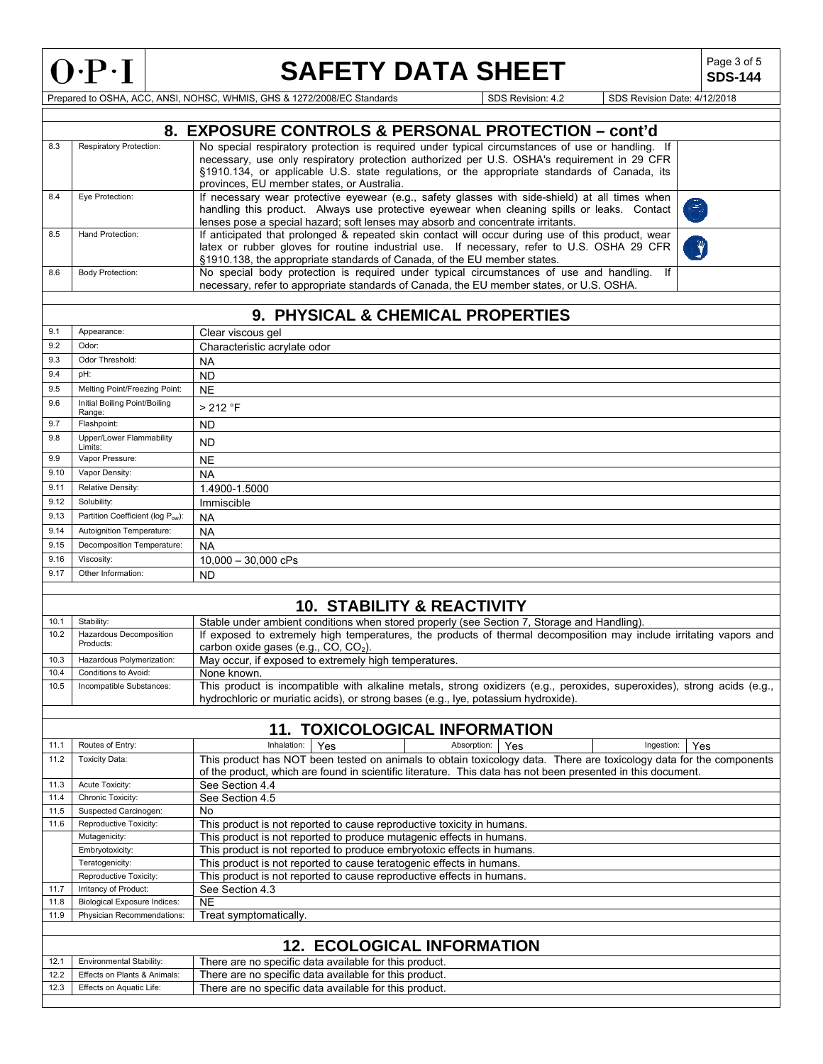## 8. EXPOSURE CONTROLS & PERSONAL PROTECTION – cont'd

| | | |
|---|---|---|
| 8.3 | Respiratory Protection: | No special respiratory protection is required under typical circumstances of use or handling. If necessary, use only respiratory protection authorized per U.S. OSHA's requirement in 29 CFR §1910.134, or applicable U.S. state regulations, or the appropriate standards of Canada, its provinces, EU member states, or Australia. |
| 8.4 | Eye Protection: | If necessary wear protective eyewear (e.g., safety glasses with side-shield) at all times when handling this product. Always use protective eyewear when cleaning spills or leaks. Contact lenses pose a special hazard; soft lenses may absorb and concentrate irritants. |
| 8.5 | Hand Protection: | If anticipated that prolonged & repeated skin contact will occur during use of this product, wear latex or rubber gloves for routine industrial use. If necessary, refer to U.S. OSHA 29 CFR §1910.138, the appropriate standards of Canada, of the EU member states. |
| 8.6 | Body Protection: | No special body protection is required under typical circumstances of use and handling. If necessary, refer to appropriate standards of Canada, the EU member states, or U.S. OSHA. |

## 9. PHYSICAL & CHEMICAL PROPERTIES

| | | |
|---|---|---|
| 9.1 | Appearance: | Clear viscous gel |
| 9.2 | Odor: | Characteristic acrylate odor |
| 9.3 | Odor Threshold: | NA |
| 9.4 | pH: | ND |
| 9.5 | Melting Point/Freezing Point: | NE |
| 9.6 | Initial Boiling Point/Boiling Range: | > 212 °F |
| 9.7 | Flashpoint: | ND |
| 9.8 | Upper/Lower Flammability Limits: | ND |
| 9.9 | Vapor Pressure: | NE |
| 9.10 | Vapor Density: | NA |
| 9.11 | Relative Density: | 1.4900-1.5000 |
| 9.12 | Solubility: | Immiscible |
| 9.13 | Partition Coefficient (log $P_{ow}$): | NA |
| 9.14 | Autoignition Temperature: | NA |
| 9.15 | Decomposition Temperature: | NA |
| 9.16 | Viscosity: | 10,000 – 30,000 cPs |
| 9.17 | Other Information: | ND |

## 10. STABILITY & REACTIVITY

| | | |
|---|---|---|
| 10.1 | Stability: | Stable under ambient conditions when stored properly (see Section 7, Storage and Handling). |
| 10.2 | Hazardous Decomposition Products: | If exposed to extremely high temperatures, the products of thermal decomposition may include irritating vapors and carbon oxide gases (e.g., CO, $CO_2$). |
| 10.3 | Hazardous Polymerization: | May occur, if exposed to extremely high temperatures. |
| 10.4 | Conditions to Avoid: | None known. |
| 10.5 | Incompatible Substances: | This product is incompatible with alkaline metals, strong oxidizers (e.g., peroxides, superoxides), strong acids (e.g., hydrochloric or muriatic acids), or strong bases (e.g., lye, potassium hydroxide). |

## 11. TOXICOLOGICAL INFORMATION

| | | | | | | | |
|---|---|---|---|---|---|---|---|
| 11.1 | Routes of Entry: | Inhalation: | Yes | Absorption: | Yes | Ingestion: | Yes |
| 11.2 | Toxicity Data: | This product has NOT been tested on animals to obtain toxicology data. There are toxicology data for the components of the product, which are found in scientific literature. This data has not been presented in this document. | | | | | |
| 11.3 | Acute Toxicity: | See Section 4.4 | | | | | |
| 11.4 | Chronic Toxicity: | See Section 4.5 | | | | | |
| 11.5 | Suspected Carcinogen: | No | | | | | |
| 11.6 | Reproductive Toxicity: | This product is not reported to cause reproductive toxicity in humans. | | | | | |
| | Mutagenicity: | This product is not reported to produce mutagenic effects in humans. | | | | | |
| | Embryotoxicity: | This product is not reported to produce embryotoxic effects in humans. | | | | | |
| | Teratogenicity: | This product is not reported to cause teratogenic effects in humans. | | | | | |
| | Reproductive Toxicity: | This product is not reported to cause reproductive effects in humans. | | | | | |
| 11.7 | Irritancy of Product: | See Section 4.3 | | | | | |
| 11.8 | Biological Exposure Indices: | NE | | | | | |
| 11.9 | Physician Recommendations: | Treat symptomatically. | | | | | |

## 12. ECOLOGICAL INFORMATION

| | | |
|---|---|---|
| 12.1 | Environmental Stability: | There are no specific data available for this product. |
| 12.2 | Effects on Plants & Animals: | There are no specific data available for this product. |
| 12.3 | Effects on Aquatic Life: | There are no specific data available for this product. |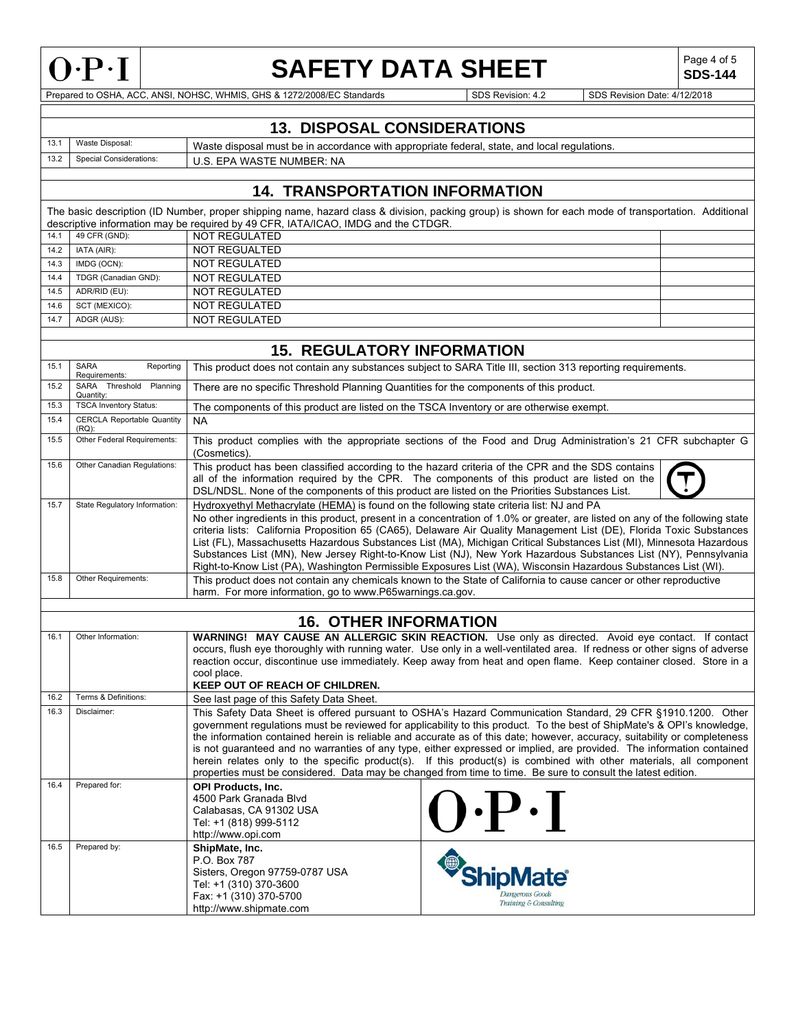## 13. DISPOSAL CONSIDERATIONS

| | | |
|---|---|---|
| 13.1 | Waste Disposal: | Waste disposal must be in accordance with appropriate federal, state, and local regulations. |
| 13.2 | Special Considerations: | U.S. EPA WASTE NUMBER: NA |

## 14. TRANSPORTATION INFORMATION

The basic description (ID Number, proper shipping name, hazard class & division, packing group) is shown for each mode of transportation. Additional descriptive information may be required by 49 CFR, IATA/ICAO, IMDG and the CTDGR.

| | | | |
|---|---|---|---|
| 14.1 | 49 CFR (GND): | NOT REGULATED | |
| 14.2 | IATA (AIR): | NOT REGUALTED | |
| 14.3 | IMDG (OCN): | NOT REGULATED | |
| 14.4 | TDGR (Canadian GND): | NOT REGULATED | |
| 14.5 | ADR/RID (EU): | NOT REGULATED | |
| 14.6 | SCT (MEXICO): | NOT REGULATED | |
| 14.7 | ADGR (AUS): | NOT REGULATED | |

## 15. REGULATORY INFORMATION

| | | |
|---|---|---|
| 15.1 | SARA Reporting Requirements: | This product does not contain any substances subject to SARA Title III, section 313 reporting requirements. |
| 15.2 | SARA Threshold Planning Quantity: | There are no specific Threshold Planning Quantities for the components of this product. |
| 15.3 | TSCA Inventory Status: | The components of this product are listed on the TSCA Inventory or are otherwise exempt. |
| 15.4 | CERCLA Reportable Quantity (RQ): | NA |
| 15.5 | Other Federal Requirements: | This product complies with the appropriate sections of the Food and Drug Administration's 21 CFR subchapter G (Cosmetics). |
| 15.6 | Other Canadian Regulations: | This product has been classified according to the hazard criteria of the CPR and the SDS contains all of the information required by the CPR. The components of this product are listed on the DSL/NDSL. None of the components of this product are listed on the Priorities Substances List. |
| 15.7 | State Regulatory Information: | Hydroxyethyl Methacrylate (HEMA) is found on the following state criteria list: NJ and PA<br>No other ingredients in this product, present in a concentration of 1.0% or greater, are listed on any of the following state criteria lists: California Proposition 65 (CA65), Delaware Air Quality Management List (DE), Florida Toxic Substances List (FL), Massachusetts Hazardous Substances List (MA), Michigan Critical Substances List (MI), Minnesota Hazardous Substances List (MN), New Jersey Right-to-Know List (NJ), New York Hazardous Substances List (NY), Pennsylvania Right-to-Know List (PA), Washington Permissible Exposures List (WA), Wisconsin Hazardous Substances List (WI). |
| 15.8 | Other Requirements: | This product does not contain any chemicals known to the State of California to cause cancer or other reproductive harm. For more information, go to www.P65warnings.ca.gov. |

## 16. OTHER INFORMATION

| | | |
|---|---|---|
| 16.1 | Other Information: | **WARNING! MAY CAUSE AN ALLERGIC SKIN REACTION.** Use only as directed. Avoid eye contact. If contact occurs, flush eye thoroughly with running water. Use only in a well-ventilated area. If redness or other signs of adverse reaction occur, discontinue use immediately. Keep away from heat and open flame. Keep container closed. Store in a cool place.<br>**KEEP OUT OF REACH OF CHILDREN.** |
| 16.2 | Terms & Definitions: | See last page of this Safety Data Sheet. |
| 16.3 | Disclaimer: | This Safety Data Sheet is offered pursuant to OSHA's Hazard Communication Standard, 29 CFR §1910.1200. Other government regulations must be reviewed for applicability to this product. To the best of ShipMate's & OPI's knowledge, the information contained herein is reliable and accurate as of this date; however, accuracy, suitability or completeness is not guaranteed and no warranties of any type, either expressed or implied, are provided. The information contained herein relates only to the specific product(s). If this product(s) is combined with other materials, all component properties must be considered. Data may be changed from time to time. Be sure to consult the latest edition. |
| 16.4 | Prepared for: | **OPI Products, Inc.**<br>4500 Park Granada Blvd<br>Calabasas, CA 91302 USA<br>Tel: +1 (818) 999-5112<br>http://www.opi.com |
| 16.5 | Prepared by: | **ShipMate, Inc.**<br>P.O. Box 787<br>Sisters, Oregon 97759-0787 USA<br>Tel: +1 (310) 370-3600<br>Fax: +1 (310) 370-5700<br>http://www.shipmate.com |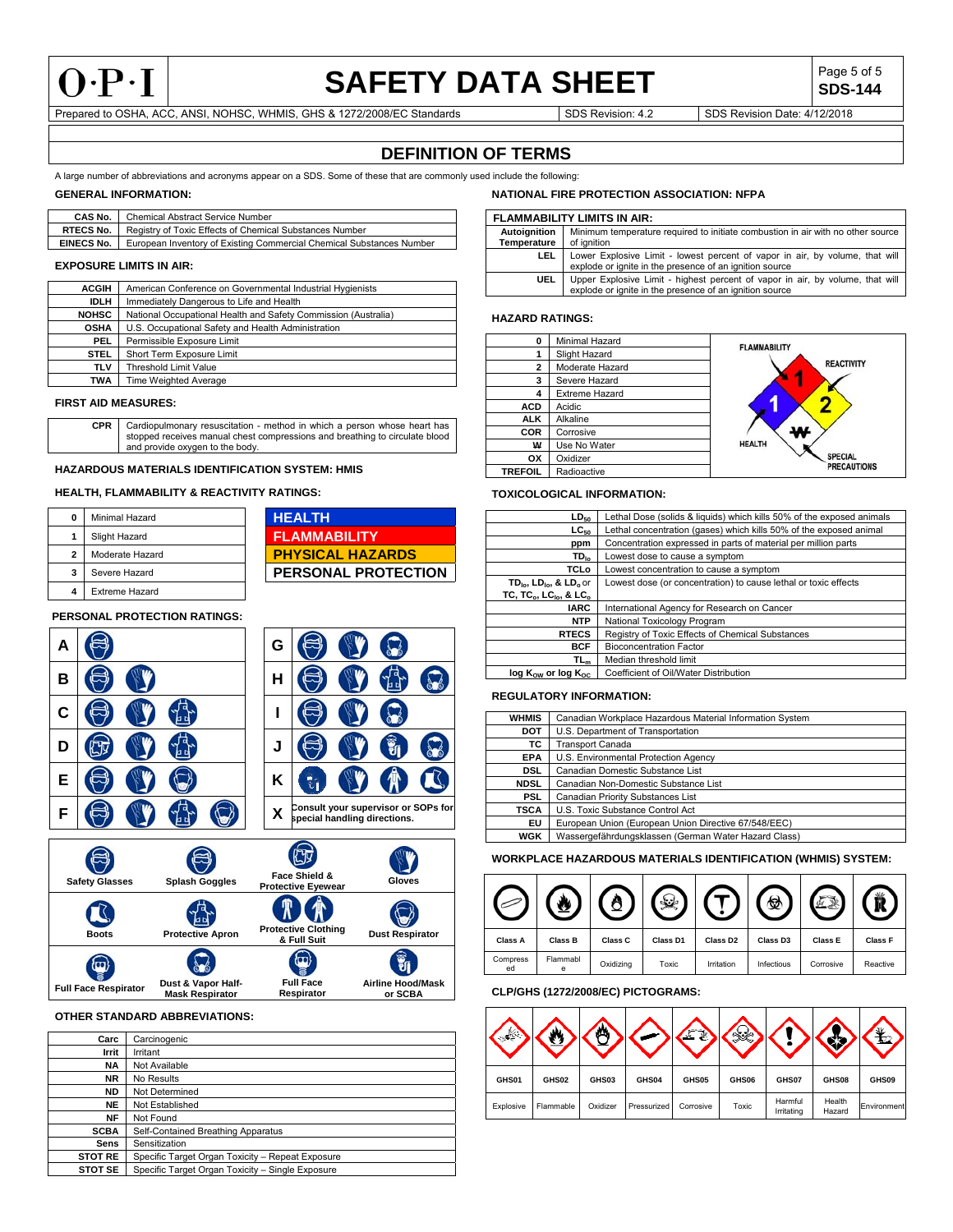# DEFINITION OF TERMS

A large number of abbreviations and acronyms appear on a SDS. Some of these that are commonly used include the following:

### GENERAL INFORMATION:

| | |
|---|---|
| CAS No. | Chemical Abstract Service Number |
| RTECS No. | Registry of Toxic Effects of Chemical Substances Number |
| EINECS No. | European Inventory of Existing Commercial Chemical Substances Number |

### EXPOSURE LIMITS IN AIR:

| | |
|---|---|
| ACGIH | American Conference on Governmental Industrial Hygienists |
| IDLH | Immediately Dangerous to Life and Health |
| NOHSC | National Occupational Health and Safety Commission (Australia) |
| OSHA | U.S. Occupational Safety and Health Administration |
| PEL | Permissible Exposure Limit |
| STEL | Short Term Exposure Limit |
| TLV | Threshold Limit Value |
| TWA | Time Weighted Average |

### FIRST AID MEASURES:

| | |
|---|---|
| CPR | Cardiopulmonary resuscitation - method in which a person whose heart has stopped receives manual chest compressions and breathing to circulate blood and provide oxygen to the body. |

### HAZARDOUS MATERIALS IDENTIFICATION SYSTEM: HMIS

### HEALTH, FLAMMABILITY & REACTIVITY RATINGS:

| | |
|---|---|
| 0 | Minimal Hazard |
| 1 | Slight Hazard |
| 2 | Moderate Hazard |
| 3 | Severe Hazard |
| 4 | Extreme Hazard |

HEALTH
FLAMMABILITY
PHYSICAL HAZARDS
PERSONAL PROTECTION

### PERSONAL PROTECTION RATINGS:

A, B, C, D, E, F, G, H, I, J, K

X — Consult your supervisor or SOPs for special handling directions.

Safety Glasses | Splash Goggles | Face Shield & Protective Eyewear | Gloves | Boots | Protective Apron | Protective Clothing & Full Suit | Dust Respirator | Full Face Respirator | Dust & Vapor Half-Mask Respirator | Full Face Respirator | Airline Hood/Mask or SCBA

### OTHER STANDARD ABBREVIATIONS:

| | |
|---|---|
| Carc | Carcinogenic |
| Irrit | Irritant |
| NA | Not Available |
| NR | No Results |
| ND | Not Determined |
| NE | Not Established |
| NF | Not Found |
| SCBA | Self-Contained Breathing Apparatus |
| Sens | Sensitization |
| STOT RE | Specific Target Organ Toxicity – Repeat Exposure |
| STOT SE | Specific Target Organ Toxicity – Single Exposure |

### NATIONAL FIRE PROTECTION ASSOCIATION: NFPA

| FLAMMABILITY LIMITS IN AIR: | |
|---|---|
| Autoignition Temperature | Minimum temperature required to initiate combustion in air with no other source of ignition |
| LEL | Lower Explosive Limit - lowest percent of vapor in air, by volume, that will explode or ignite in the presence of an ignition source |
| UEL | Upper Explosive Limit - highest percent of vapor in air, by volume, that will explode or ignite in the presence of an ignition source |

### HAZARD RATINGS:

| | |
|---|---|
| 0 | Minimal Hazard |
| 1 | Slight Hazard |
| 2 | Moderate Hazard |
| 3 | Severe Hazard |
| 4 | Extreme Hazard |
| ACD | Acidic |
| ALK | Alkaline |
| COR | Corrosive |
| W | Use No Water |
| OX | Oxidizer |
| TREFOIL | Radioactive |

FLAMMABILITY
REACTIVITY
HEALTH
SPECIAL PRECAUTIONS

### TOXICOLOGICAL INFORMATION:

| | |
|---|---|
| $LD_{50}$ | Lethal Dose (solids & liquids) which kills 50% of the exposed animals |
| $LC_{50}$ | Lethal concentration (gases) which kills 50% of the exposed animal |
| ppm | Concentration expressed in parts of material per million parts |
| $TD_{lo}$ | Lowest dose to cause a symptom |
| TCLo | Lowest concentration to cause a symptom |
| $TD_{lo}$, $LD_{lo}$, & $LD_o$ or TC, $TC_o$, $LC_{lo}$, & $LC_o$ | Lowest dose (or concentration) to cause lethal or toxic effects |
| IARC | International Agency for Research on Cancer |
| NTP | National Toxicology Program |
| RTECS | Registry of Toxic Effects of Chemical Substances |
| BCF | Bioconcentration Factor |
| $TL_m$ | Median threshold limit |
| log $K_{OW}$ or log $K_{OC}$ | Coefficient of Oil/Water Distribution |

### REGULATORY INFORMATION:

| | |
|---|---|
| WHMIS | Canadian Workplace Hazardous Material Information System |
| DOT | U.S. Department of Transportation |
| TC | Transport Canada |
| EPA | U.S. Environmental Protection Agency |
| DSL | Canadian Domestic Substance List |
| NDSL | Canadian Non-Domestic Substance List |
| PSL | Canadian Priority Substances List |
| TSCA | U.S. Toxic Substance Control Act |
| EU | European Union (European Union Directive 67/548/EEC) |
| WGK | Wassergefährdungsklassen (German Water Hazard Class) |

### WORKPLACE HAZARDOUS MATERIALS IDENTIFICATION (WHMIS) SYSTEM:

| Class A | Class B | Class C | Class D1 | Class D2 | Class D3 | Class E | Class F |
|---|---|---|---|---|---|---|---|
| Compressed | Flammable | Oxidizing | Toxic | Irritation | Infectious | Corrosive | Reactive |

### CLP/GHS (1272/2008/EC) PICTOGRAMS:

| GHS01 | GHS02 | GHS03 | GHS04 | GHS05 | GHS06 | GHS07 | GHS08 | GHS09 |
|---|---|---|---|---|---|---|---|---|
| Explosive | Flammable | Oxidizer | Pressurized | Corrosive | Toxic | Harmful Irritating | Health Hazard | Environment |